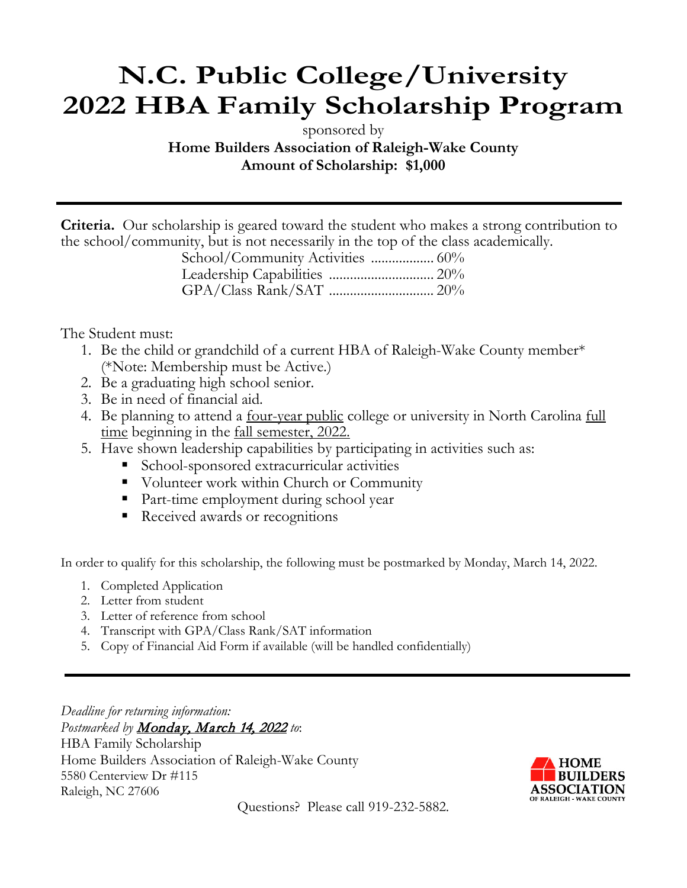# N.C. Public College/University
# 2022 HBA Family Scholarship Program

sponsored by

**Home Builders Association of Raleigh-Wake County**

**Amount of Scholarship: $1,000**

---

**Criteria.** Our scholarship is geared toward the student who makes a strong contribution to the school/community, but is not necessarily in the top of the class academically.

School/Community Activities .................. 60%
Leadership Capabilities .............................. 20%
GPA/Class Rank/SAT .............................. 20%

The Student must:

1. Be the child or grandchild of a current HBA of Raleigh-Wake County member* (*Note: Membership must be Active.)
2. Be a graduating high school senior.
3. Be in need of financial aid.
4. Be planning to attend a <u>four-year public</u> college or university in North Carolina <u>full time</u> beginning in the <u>fall semester, 2022.</u>
5. Have shown leadership capabilities by participating in activities such as:
   - School-sponsored extracurricular activities
   - Volunteer work within Church or Community
   - Part-time employment during school year
   - Received awards or recognitions

In order to qualify for this scholarship, the following must be postmarked by Monday, March 14, 2022.

1. Completed Application
2. Letter from student
3. Letter of reference from school
4. Transcript with GPA/Class Rank/SAT information
5. Copy of Financial Aid Form if available (will be handled confidentially)

---

*Deadline for returning information:*
*Postmarked by* ***<u>Monday, March 14, 2022</u>*** *to*:
HBA Family Scholarship
Home Builders Association of Raleigh-Wake County
5580 Centerview Dr #115
Raleigh, NC 27606

HOME BUILDERS ASSOCIATION OF RALEIGH - WAKE COUNTY

Questions? Please call 919-232-5882.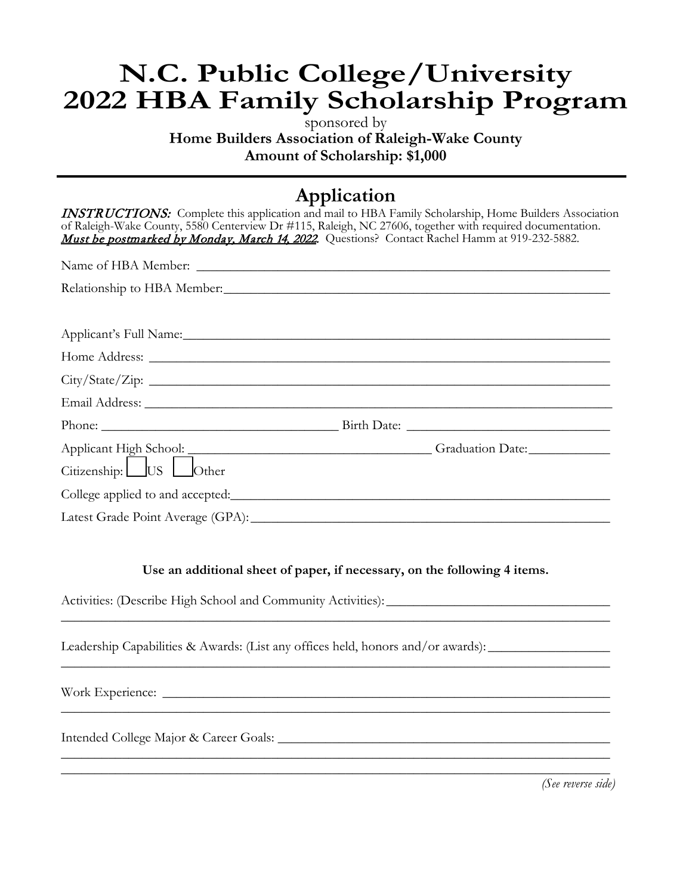# N.C. Public College/University 2022 HBA Family Scholarship Program

sponsored by

**Home Builders Association of Raleigh-Wake County**

**Amount of Scholarship: $1,000**

## Application

***INSTRUCTIONS:*** Complete this application and mail to HBA Family Scholarship, Home Builders Association of Raleigh-Wake County, 5580 Centerview Dr #115, Raleigh, NC 27606, together with required documentation. ***Must be postmarked by Monday, March 14, 2022.*** Questions? Contact Rachel Hamm at 919-232-5882.

Name of HBA Member: ______________________________________________________________

Relationship to HBA Member:__________________________________________________________

Applicant's Full Name:_______________________________________________________________

Home Address: ____________________________________________________________________

City/State/Zip: _____________________________________________________________________

Email Address: _____________________________________________________________________

Phone: ___________________________________ Birth Date: ______________________________

Applicant High School: ___________________________________ Graduation Date:___________

Citizenship: ☐ US ☐ Other

College applied to and accepted:________________________________________________________

Latest Grade Point Average (GPA):______________________________________________________

**Use an additional sheet of paper, if necessary, on the following 4 items.**

Activities: (Describe High School and Community Activities):________________________________
____________________________________________________________________________________

Leadership Capabilities & Awards: (List any offices held, honors and/or awards):_________________
____________________________________________________________________________________

Work Experience: ___________________________________________________________________
____________________________________________________________________________________

Intended College Major & Career Goals: _________________________________________________
____________________________________________________________________________________
____________________________________________________________________________________

*(See reverse side)*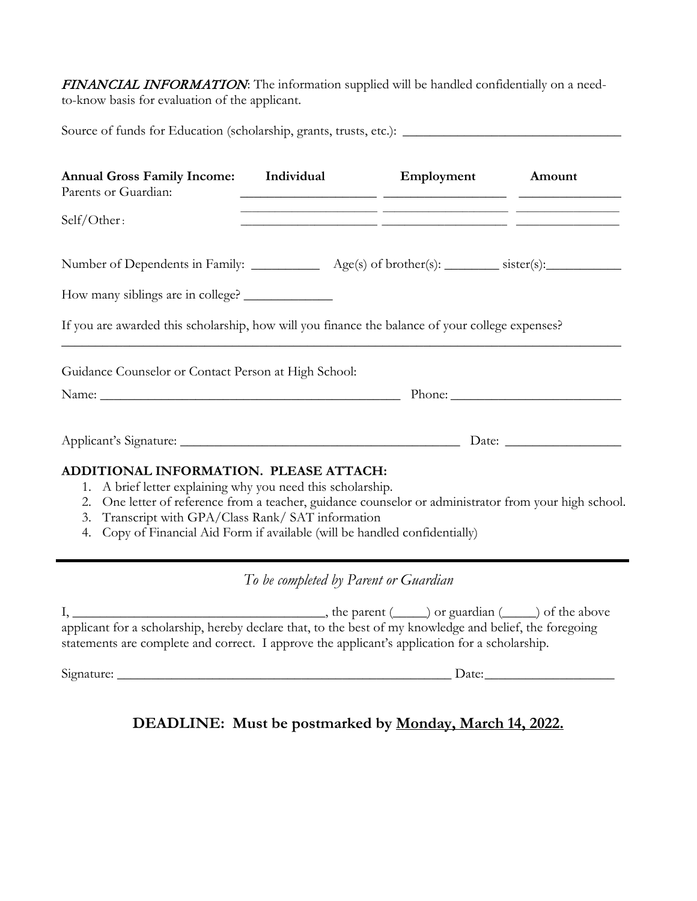***FINANCIAL INFORMATION***: The information supplied will be handled confidentially on a need-to-know basis for evaluation of the applicant.

Source of funds for Education (scholarship, grants, trusts, etc.): ________________________________

| **Annual Gross Family Income:** | **Individual** | **Employment** | **Amount** |
|---|---|---|---|
| Parents or Guardian: | ____________________ | __________________ | ______________ |
| | ____________________ | __________________ | ______________ |
| Self/Other: | ____________________ | __________________ | ______________ |

Number of Dependents in Family: __________ Age(s) of brother(s): ________ sister(s):___________

How many siblings are in college? _____________

If you are awarded this scholarship, how will you finance the balance of your college expenses?

________________________________________________________________________________

Guidance Counselor or Contact Person at High School:

Name: ____________________________________________ Phone: _________________________

Applicant's Signature: ________________________________________ Date: _________________

**ADDITIONAL INFORMATION. PLEASE ATTACH:**

1. A brief letter explaining why you need this scholarship.
2. One letter of reference from a teacher, guidance counselor or administrator from your high school.
3. Transcript with GPA/Class Rank/ SAT information
4. Copy of Financial Aid Form if available (will be handled confidentially)

---

*To be completed by Parent or Guardian*

I, _____________________________________, the parent (_____) or guardian (_____) of the above applicant for a scholarship, hereby declare that, to the best of my knowledge and belief, the foregoing statements are complete and correct. I approve the applicant's application for a scholarship.

Signature: __________________________________________________ Date:___________________

**DEADLINE: Must be postmarked by <u>Monday, March 14, 2022.</u>**